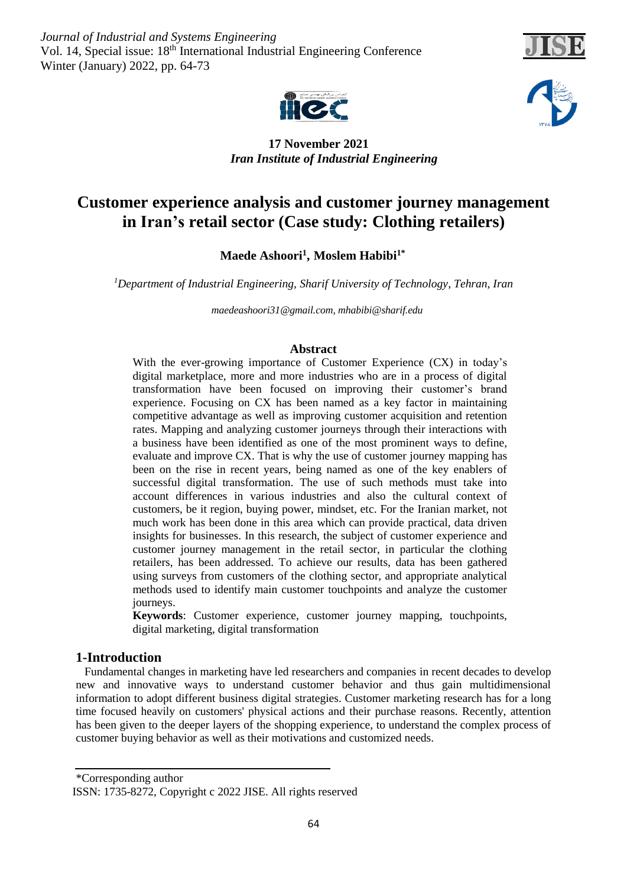**17 November 2021**
*Iran Institute of Industrial Engineering*

# Customer experience analysis and customer journey management in Iran's retail sector (Case study: Clothing retailers)

**Maede Ashoori[1], Moslem Habibi[1*]**

*[1]Department of Industrial Engineering, Sharif University of Technology, Tehran, Iran*

*maedeashoori31@gmail.com, mhabibi@sharif.edu*

## Abstract

With the ever-growing importance of Customer Experience (CX) in today's digital marketplace, more and more industries who are in a process of digital transformation have been focused on improving their customer's brand experience. Focusing on CX has been named as a key factor in maintaining competitive advantage as well as improving customer acquisition and retention rates. Mapping and analyzing customer journeys through their interactions with a business have been identified as one of the most prominent ways to define, evaluate and improve CX. That is why the use of customer journey mapping has been on the rise in recent years, being named as one of the key enablers of successful digital transformation. The use of such methods must take into account differences in various industries and also the cultural context of customers, be it region, buying power, mindset, etc. For the Iranian market, not much work has been done in this area which can provide practical, data driven insights for businesses. In this research, the subject of customer experience and customer journey management in the retail sector, in particular the clothing retailers, has been addressed. To achieve our results, data has been gathered using surveys from customers of the clothing sector, and appropriate analytical methods used to identify main customer touchpoints and analyze the customer journeys.

**Keywords**: Customer experience, customer journey mapping, touchpoints, digital marketing, digital transformation

## 1-Introduction

Fundamental changes in marketing have led researchers and companies in recent decades to develop new and innovative ways to understand customer behavior and thus gain multidimensional information to adopt different business digital strategies. Customer marketing research has for a long time focused heavily on customers' physical actions and their purchase reasons. Recently, attention has been given to the deeper layers of the shopping experience, to understand the complex process of customer buying behavior as well as their motivations and customized needs.

*Corresponding author
ISSN: 1735-8272, Copyright c 2022 JISE. All rights reserved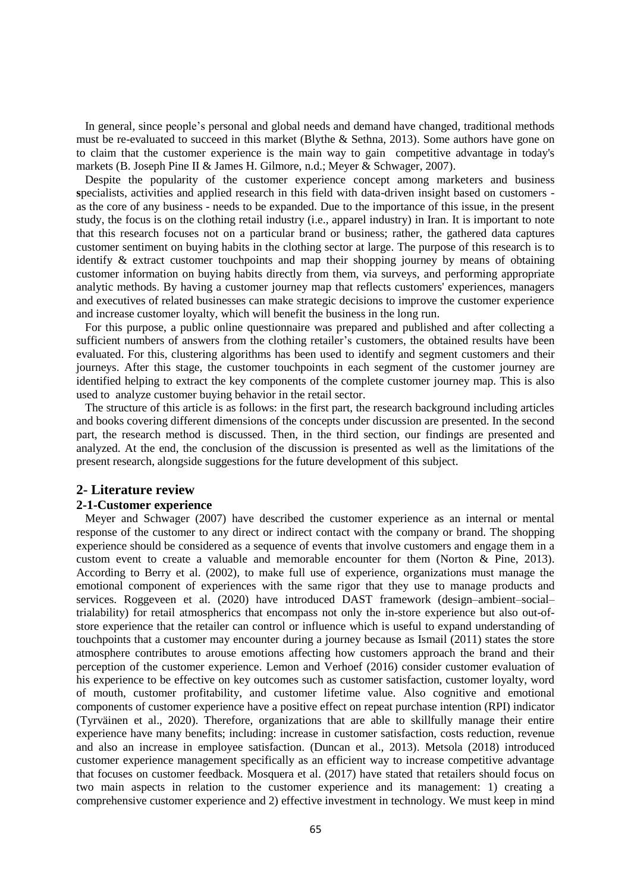In general, since people's personal and global needs and demand have changed, traditional methods must be re-evaluated to succeed in this market (Blythe & Sethna, 2013). Some authors have gone on to claim that the customer experience is the main way to gain competitive advantage in today's markets (B. Joseph Pine II & James H. Gilmore, n.d.; Meyer & Schwager, 2007).

Despite the popularity of the customer experience concept among marketers and business **s**pecialists, activities and applied research in this field with data-driven insight based on customers - as the core of any business - needs to be expanded. Due to the importance of this issue, in the present study, the focus is on the clothing retail industry (i.e., apparel industry) in Iran. It is important to note that this research focuses not on a particular brand or business; rather, the gathered data captures customer sentiment on buying habits in the clothing sector at large. The purpose of this research is to identify & extract customer touchpoints and map their shopping journey by means of obtaining customer information on buying habits directly from them, via surveys, and performing appropriate analytic methods. By having a customer journey map that reflects customers' experiences, managers and executives of related businesses can make strategic decisions to improve the customer experience and increase customer loyalty, which will benefit the business in the long run.

For this purpose, a public online questionnaire was prepared and published and after collecting a sufficient numbers of answers from the clothing retailer's customers, the obtained results have been evaluated. For this, clustering algorithms has been used to identify and segment customers and their journeys. After this stage, the customer touchpoints in each segment of the customer journey are identified helping to extract the key components of the complete customer journey map. This is also used to analyze customer buying behavior in the retail sector.

The structure of this article is as follows: in the first part, the research background including articles and books covering different dimensions of the concepts under discussion are presented. In the second part, the research method is discussed. Then, in the third section, our findings are presented and analyzed. At the end, the conclusion of the discussion is presented as well as the limitations of the present research, alongside suggestions for the future development of this subject.

## 2- Literature review

### 2-1-Customer experience

Meyer and Schwager (2007) have described the customer experience as an internal or mental response of the customer to any direct or indirect contact with the company or brand. The shopping experience should be considered as a sequence of events that involve customers and engage them in a custom event to create a valuable and memorable encounter for them (Norton & Pine, 2013). According to Berry et al. (2002), to make full use of experience, organizations must manage the emotional component of experiences with the same rigor that they use to manage products and services. Roggeveen et al. (2020) have introduced DAST framework (design–ambient–social–trialability) for retail atmospherics that encompass not only the in-store experience but also out-of-store experience that the retailer can control or influence which is useful to expand understanding of touchpoints that a customer may encounter during a journey because as Ismail (2011) states the store atmosphere contributes to arouse emotions affecting how customers approach the brand and their perception of the customer experience. Lemon and Verhoef (2016) consider customer evaluation of his experience to be effective on key outcomes such as customer satisfaction, customer loyalty, word of mouth, customer profitability, and customer lifetime value. Also cognitive and emotional components of customer experience have a positive effect on repeat purchase intention (RPI) indicator (Tyrväinen et al., 2020). Therefore, organizations that are able to skillfully manage their entire experience have many benefits; including: increase in customer satisfaction, costs reduction, revenue and also an increase in employee satisfaction. (Duncan et al., 2013). Metsola (2018) introduced customer experience management specifically as an efficient way to increase competitive advantage that focuses on customer feedback. Mosquera et al. (2017) have stated that retailers should focus on two main aspects in relation to the customer experience and its management: 1) creating a comprehensive customer experience and 2) effective investment in technology. We must keep in mind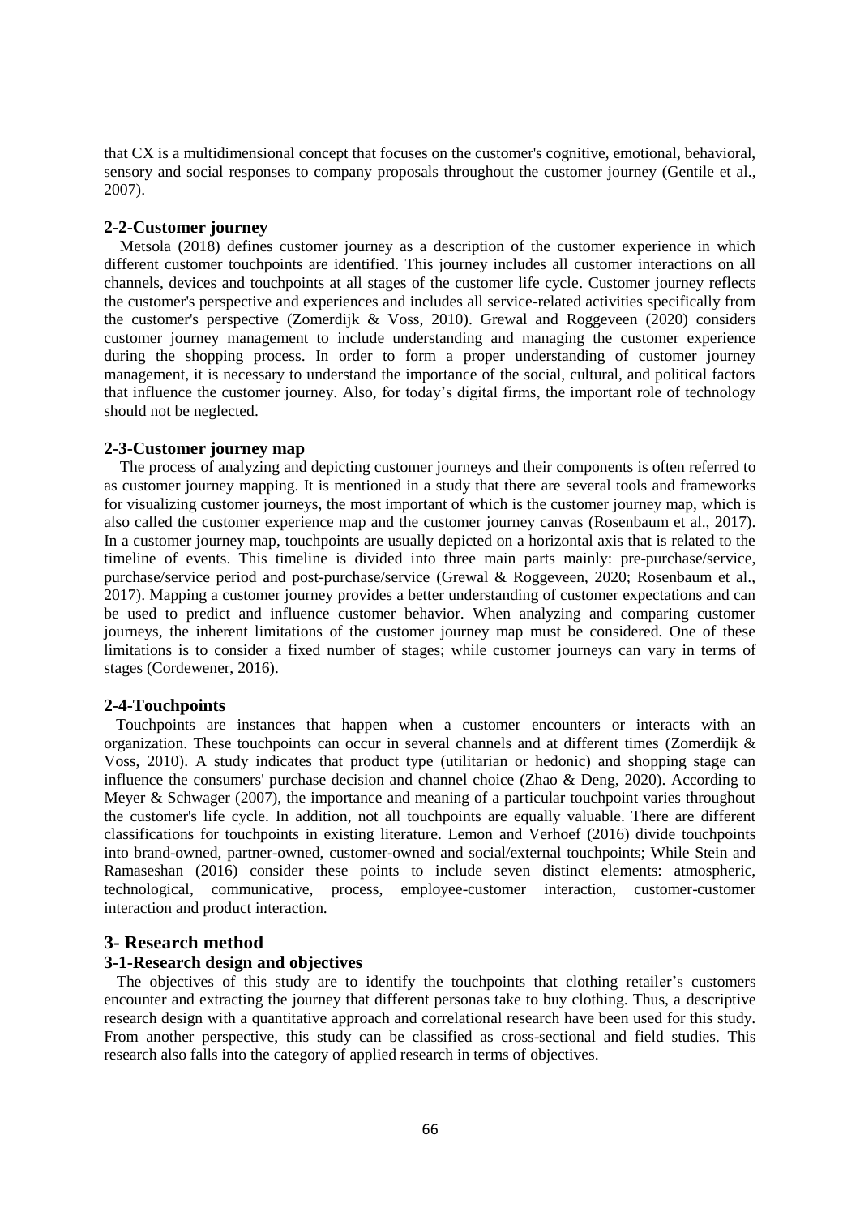that CX is a multidimensional concept that focuses on the customer's cognitive, emotional, behavioral, sensory and social responses to company proposals throughout the customer journey (Gentile et al., 2007).

### 2-2-Customer journey

Metsola (2018) defines customer journey as a description of the customer experience in which different customer touchpoints are identified. This journey includes all customer interactions on all channels, devices and touchpoints at all stages of the customer life cycle. Customer journey reflects the customer's perspective and experiences and includes all service-related activities specifically from the customer's perspective (Zomerdijk & Voss, 2010). Grewal and Roggeveen (2020) considers customer journey management to include understanding and managing the customer experience during the shopping process. In order to form a proper understanding of customer journey management, it is necessary to understand the importance of the social, cultural, and political factors that influence the customer journey. Also, for today's digital firms, the important role of technology should not be neglected.

### 2-3-Customer journey map

The process of analyzing and depicting customer journeys and their components is often referred to as customer journey mapping. It is mentioned in a study that there are several tools and frameworks for visualizing customer journeys, the most important of which is the customer journey map, which is also called the customer experience map and the customer journey canvas (Rosenbaum et al., 2017). In a customer journey map, touchpoints are usually depicted on a horizontal axis that is related to the timeline of events. This timeline is divided into three main parts mainly: pre-purchase/service, purchase/service period and post-purchase/service (Grewal & Roggeveen, 2020; Rosenbaum et al., 2017). Mapping a customer journey provides a better understanding of customer expectations and can be used to predict and influence customer behavior. When analyzing and comparing customer journeys, the inherent limitations of the customer journey map must be considered. One of these limitations is to consider a fixed number of stages; while customer journeys can vary in terms of stages (Cordewener, 2016).

### 2-4-Touchpoints

Touchpoints are instances that happen when a customer encounters or interacts with an organization. These touchpoints can occur in several channels and at different times (Zomerdijk & Voss, 2010). A study indicates that product type (utilitarian or hedonic) and shopping stage can influence the consumers' purchase decision and channel choice (Zhao & Deng, 2020). According to Meyer & Schwager (2007), the importance and meaning of a particular touchpoint varies throughout the customer's life cycle. In addition, not all touchpoints are equally valuable. There are different classifications for touchpoints in existing literature. Lemon and Verhoef (2016) divide touchpoints into brand-owned, partner-owned, customer-owned and social/external touchpoints; While Stein and Ramaseshan (2016) consider these points to include seven distinct elements: atmospheric, technological, communicative, process, employee-customer interaction, customer-customer interaction and product interaction.

## 3- Research method

### 3-1-Research design and objectives

The objectives of this study are to identify the touchpoints that clothing retailer's customers encounter and extracting the journey that different personas take to buy clothing. Thus, a descriptive research design with a quantitative approach and correlational research have been used for this study. From another perspective, this study can be classified as cross-sectional and field studies. This research also falls into the category of applied research in terms of objectives.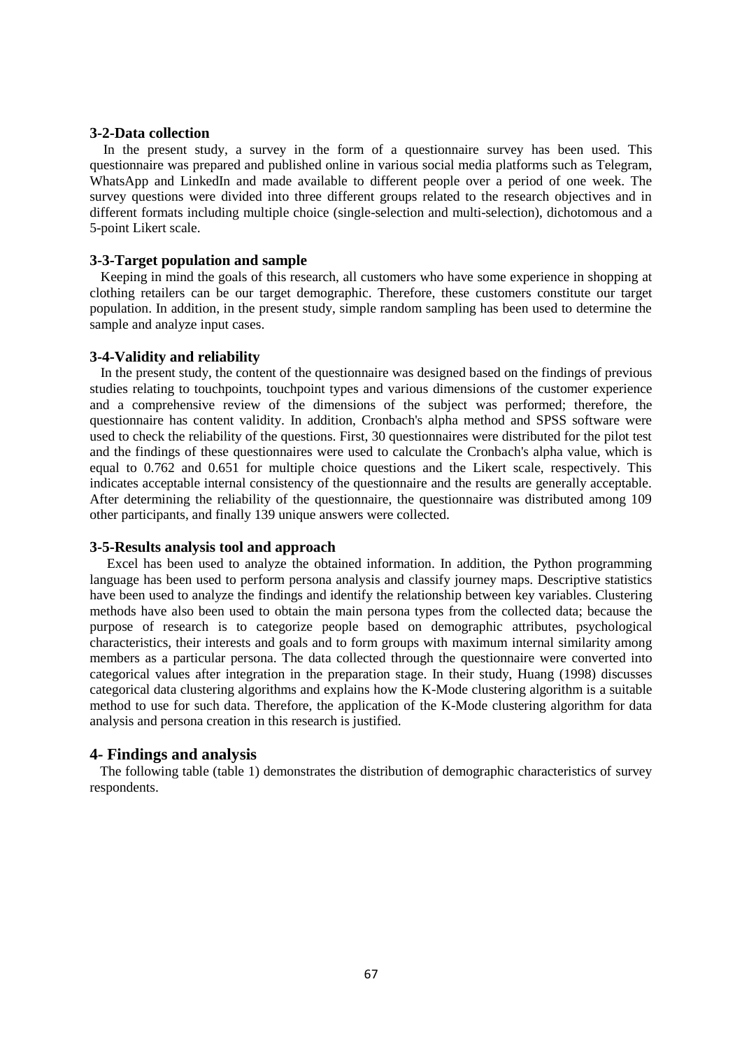### 3-2-Data collection

In the present study, a survey in the form of a questionnaire survey has been used. This questionnaire was prepared and published online in various social media platforms such as Telegram, WhatsApp and LinkedIn and made available to different people over a period of one week. The survey questions were divided into three different groups related to the research objectives and in different formats including multiple choice (single-selection and multi-selection), dichotomous and a 5-point Likert scale.

### 3-3-Target population and sample

Keeping in mind the goals of this research, all customers who have some experience in shopping at clothing retailers can be our target demographic. Therefore, these customers constitute our target population. In addition, in the present study, simple random sampling has been used to determine the sample and analyze input cases.

### 3-4-Validity and reliability

In the present study, the content of the questionnaire was designed based on the findings of previous studies relating to touchpoints, touchpoint types and various dimensions of the customer experience and a comprehensive review of the dimensions of the subject was performed; therefore, the questionnaire has content validity. In addition, Cronbach's alpha method and SPSS software were used to check the reliability of the questions. First, 30 questionnaires were distributed for the pilot test and the findings of these questionnaires were used to calculate the Cronbach's alpha value, which is equal to 0.762 and 0.651 for multiple choice questions and the Likert scale, respectively. This indicates acceptable internal consistency of the questionnaire and the results are generally acceptable. After determining the reliability of the questionnaire, the questionnaire was distributed among 109 other participants, and finally 139 unique answers were collected.

### 3-5-Results analysis tool and approach

Excel has been used to analyze the obtained information. In addition, the Python programming language has been used to perform persona analysis and classify journey maps. Descriptive statistics have been used to analyze the findings and identify the relationship between key variables. Clustering methods have also been used to obtain the main persona types from the collected data; because the purpose of research is to categorize people based on demographic attributes, psychological characteristics, their interests and goals and to form groups with maximum internal similarity among members as a particular persona. The data collected through the questionnaire were converted into categorical values after integration in the preparation stage. In their study, Huang (1998) discusses categorical data clustering algorithms and explains how the K-Mode clustering algorithm is a suitable method to use for such data. Therefore, the application of the K-Mode clustering algorithm for data analysis and persona creation in this research is justified.

## 4- Findings and analysis

The following table (table 1) demonstrates the distribution of demographic characteristics of survey respondents.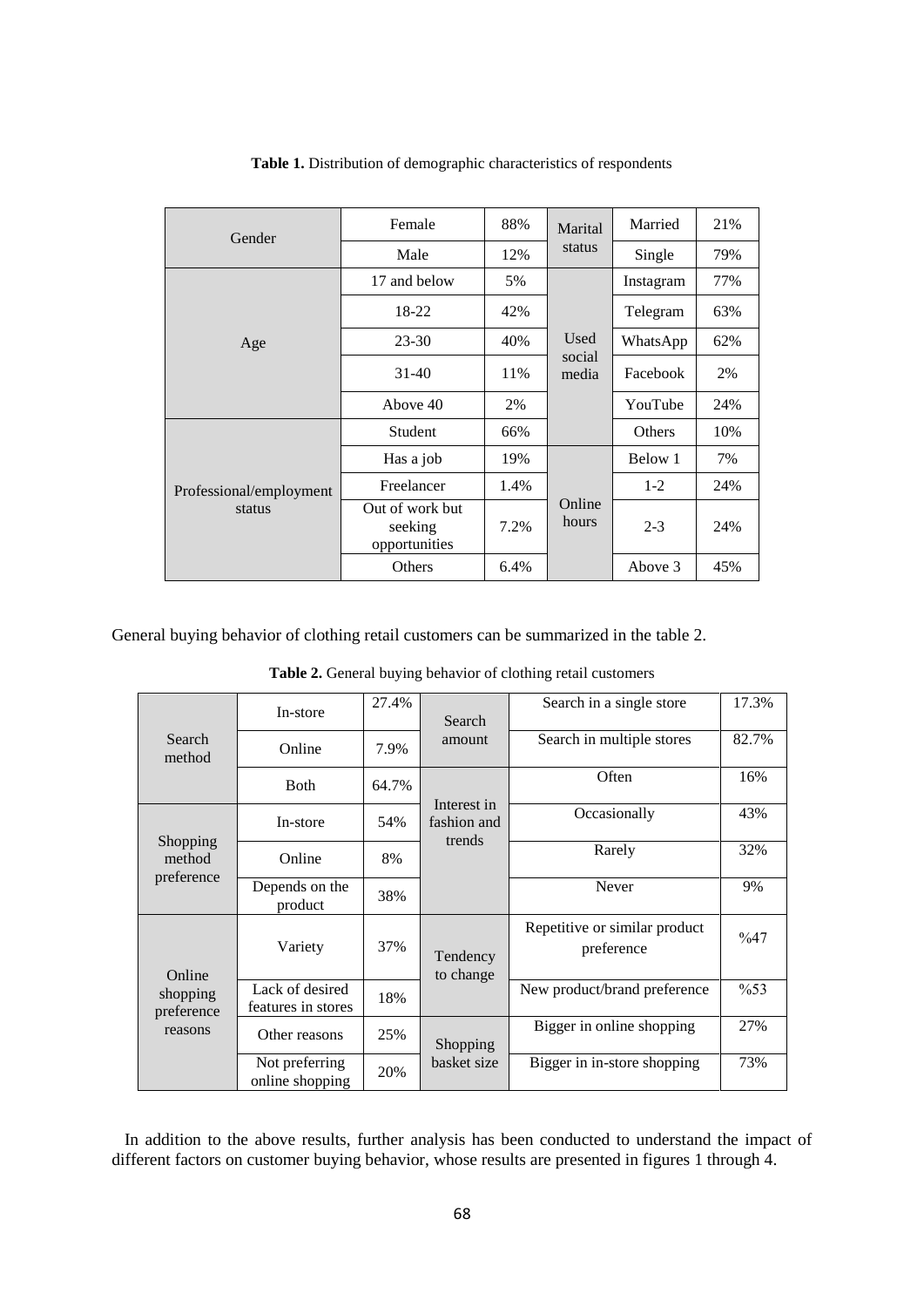**Table 1.** Distribution of demographic characteristics of respondents

| | | | | | |
|---|---|---|---|---|---|
| Gender | Female | 88% | Marital status | Married | 21% |
| | Male | 12% | | Single | 79% |
| Age | 17 and below | 5% | Used social media | Instagram | 77% |
| | 18-22 | 42% | | Telegram | 63% |
| | 23-30 | 40% | | WhatsApp | 62% |
| | 31-40 | 11% | | Facebook | 2% |
| | Above 40 | 2% | | YouTube | 24% |
| Professional/employment status | Student | 66% | | Others | 10% |
| | Has a job | 19% | Online hours | Below 1 | 7% |
| | Freelancer | 1.4% | | 1-2 | 24% |
| | Out of work but seeking opportunities | 7.2% | | 2-3 | 24% |
| | Others | 6.4% | | Above 3 | 45% |

General buying behavior of clothing retail customers can be summarized in the table 2.

**Table 2.** General buying behavior of clothing retail customers

| | | | | | |
|---|---|---|---|---|---|
| Search method | In-store | 27.4% | Search amount | Search in a single store | 17.3% |
| | Online | 7.9% | | Search in multiple stores | 82.7% |
| | Both | 64.7% | Interest in fashion and trends | Often | 16% |
| Shopping method preference | In-store | 54% | | Occasionally | 43% |
| | Online | 8% | | Rarely | 32% |
| | Depends on the product | 38% | | Never | 9% |
| Online shopping preference reasons | Variety | 37% | Tendency to change | Repetitive or similar product preference | %47 |
| | Lack of desired features in stores | 18% | | New product/brand preference | %53 |
| | Other reasons | 25% | Shopping basket size | Bigger in online shopping | 27% |
| | Not preferring online shopping | 20% | | Bigger in in-store shopping | 73% |

In addition to the above results, further analysis has been conducted to understand the impact of different factors on customer buying behavior, whose results are presented in figures 1 through 4.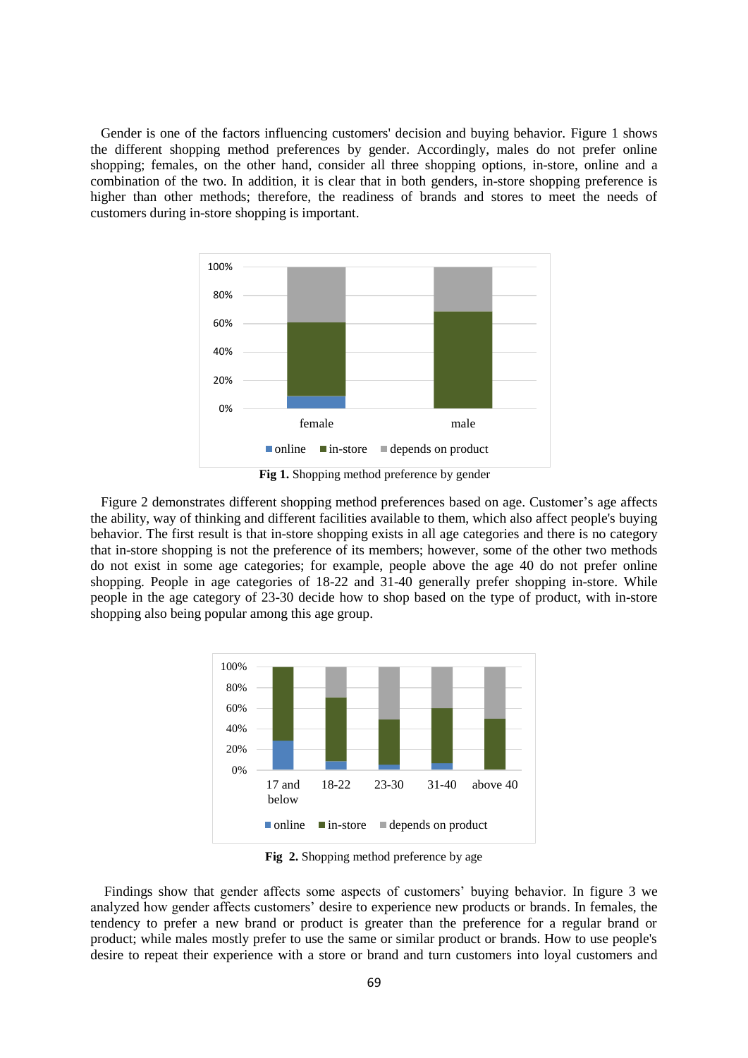Gender is one of the factors influencing customers' decision and buying behavior. Figure 1 shows the different shopping method preferences by gender. Accordingly, males do not prefer online shopping; females, on the other hand, consider all three shopping options, in-store, online and a combination of the two. In addition, it is clear that in both genders, in-store shopping preference is higher than other methods; therefore, the readiness of brands and stores to meet the needs of customers during in-store shopping is important.

**Fig 1.** Shopping method preference by gender

Figure 2 demonstrates different shopping method preferences based on age. Customer's age affects the ability, way of thinking and different facilities available to them, which also affect people's buying behavior. The first result is that in-store shopping exists in all age categories and there is no category that in-store shopping is not the preference of its members; however, some of the other two methods do not exist in some age categories; for example, people above the age 40 do not prefer online shopping. People in age categories of 18-22 and 31-40 generally prefer shopping in-store. While people in the age category of 23-30 decide how to shop based on the type of product, with in-store shopping also being popular among this age group.

**Fig 2.** Shopping method preference by age

Findings show that gender affects some aspects of customers' buying behavior. In figure 3 we analyzed how gender affects customers' desire to experience new products or brands. In females, the tendency to prefer a new brand or product is greater than the preference for a regular brand or product; while males mostly prefer to use the same or similar product or brands. How to use people's desire to repeat their experience with a store or brand and turn customers into loyal customers and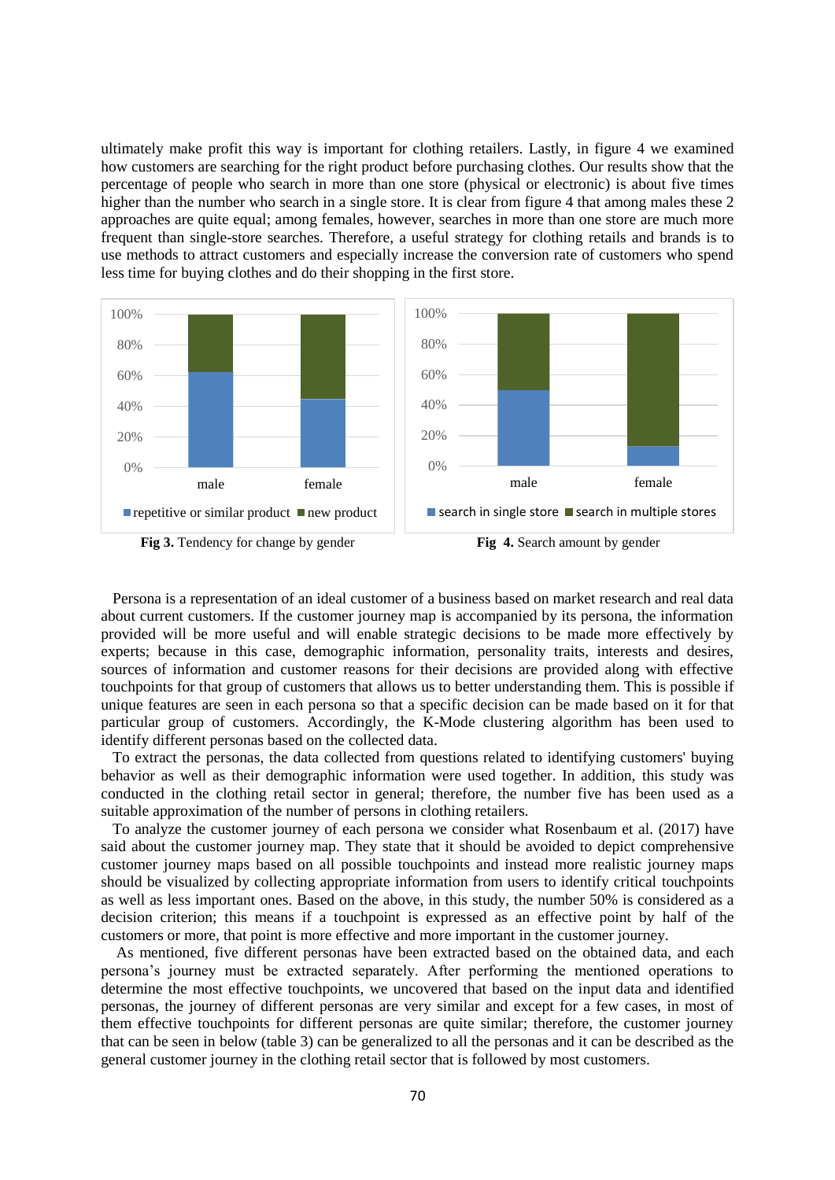ultimately make profit this way is important for clothing retailers. Lastly, in figure 4 we examined how customers are searching for the right product before purchasing clothes. Our results show that the percentage of people who search in more than one store (physical or electronic) is about five times higher than the number who search in a single store. It is clear from figure 4 that among males these 2 approaches are quite equal; among females, however, searches in more than one store are much more frequent than single-store searches. Therefore, a useful strategy for clothing retails and brands is to use methods to attract customers and especially increase the conversion rate of customers who spend less time for buying clothes and do their shopping in the first store.

**Fig 3.** Tendency for change by gender

**Fig 4.** Search amount by gender

Persona is a representation of an ideal customer of a business based on market research and real data about current customers. If the customer journey map is accompanied by its persona, the information provided will be more useful and will enable strategic decisions to be made more effectively by experts; because in this case, demographic information, personality traits, interests and desires, sources of information and customer reasons for their decisions are provided along with effective touchpoints for that group of customers that allows us to better understanding them. This is possible if unique features are seen in each persona so that a specific decision can be made based on it for that particular group of customers. Accordingly, the K-Mode clustering algorithm has been used to identify different personas based on the collected data.

To extract the personas, the data collected from questions related to identifying customers' buying behavior as well as their demographic information were used together. In addition, this study was conducted in the clothing retail sector in general; therefore, the number five has been used as a suitable approximation of the number of persons in clothing retailers.

To analyze the customer journey of each persona we consider what Rosenbaum et al. (2017) have said about the customer journey map. They state that it should be avoided to depict comprehensive customer journey maps based on all possible touchpoints and instead more realistic journey maps should be visualized by collecting appropriate information from users to identify critical touchpoints as well as less important ones. Based on the above, in this study, the number 50% is considered as a decision criterion; this means if a touchpoint is expressed as an effective point by half of the customers or more, that point is more effective and more important in the customer journey.

As mentioned, five different personas have been extracted based on the obtained data, and each persona's journey must be extracted separately. After performing the mentioned operations to determine the most effective touchpoints, we uncovered that based on the input data and identified personas, the journey of different personas are very similar and except for a few cases, in most of them effective touchpoints for different personas are quite similar; therefore, the customer journey that can be seen in below (table 3) can be generalized to all the personas and it can be described as the general customer journey in the clothing retail sector that is followed by most customers.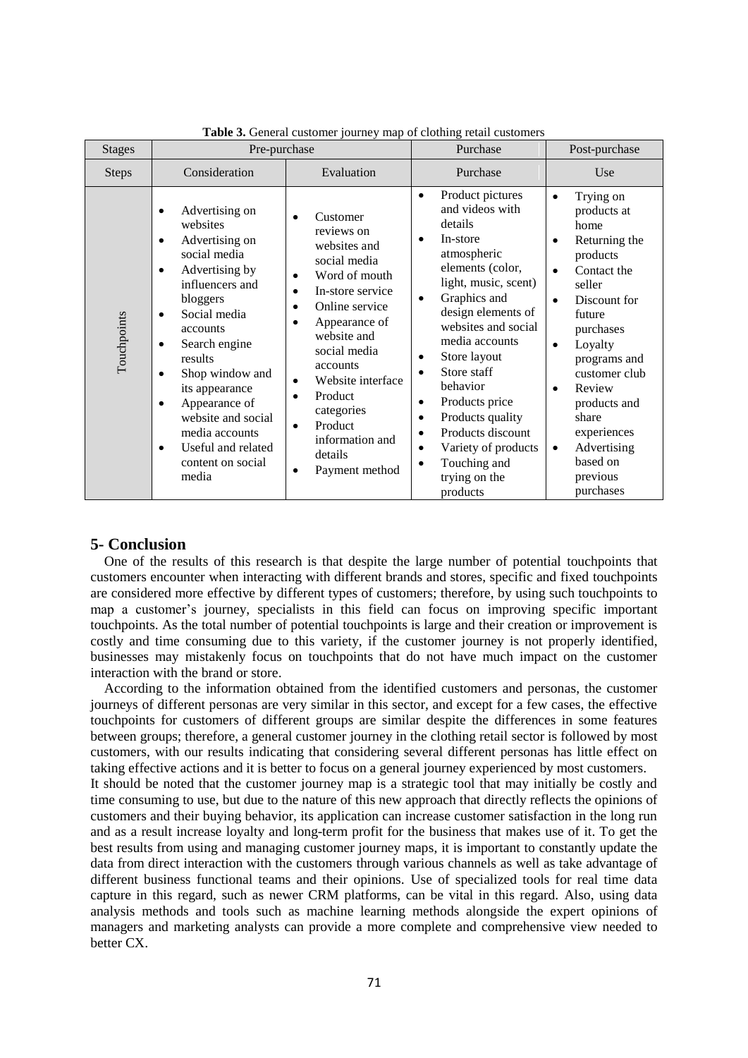**Table 3.** General customer journey map of clothing retail customers

| Stages | Pre-purchase | | Purchase | Post-purchase |
|---|---|---|---|---|
| Steps | Consideration | Evaluation | Purchase | Use |
| Touchpoints | • Advertising on websites<br>• Advertising on social media<br>• Advertising by influencers and bloggers<br>• Social media accounts<br>• Search engine results<br>• Shop window and its appearance<br>• Appearance of website and social media accounts<br>• Useful and related content on social media | • Customer reviews on websites and social media<br>• Word of mouth<br>• In-store service<br>• Online service<br>• Appearance of website and social media accounts<br>• Website interface<br>• Product categories<br>• Product information and details<br>• Payment method | • Product pictures and videos with details<br>• In-store atmospheric elements (color, light, music, scent)<br>• Graphics and design elements of websites and social media accounts<br>• Store layout<br>• Store staff behavior<br>• Products price<br>• Products quality<br>• Products discount<br>• Variety of products<br>• Touching and trying on the products | • Trying on products at home<br>• Returning the products<br>• Contact the seller<br>• Discount for future purchases<br>• Loyalty programs and customer club<br>• Review products and share experiences<br>• Advertising based on previous purchases |

## 5- Conclusion

One of the results of this research is that despite the large number of potential touchpoints that customers encounter when interacting with different brands and stores, specific and fixed touchpoints are considered more effective by different types of customers; therefore, by using such touchpoints to map a customer's journey, specialists in this field can focus on improving specific important touchpoints. As the total number of potential touchpoints is large and their creation or improvement is costly and time consuming due to this variety, if the customer journey is not properly identified, businesses may mistakenly focus on touchpoints that do not have much impact on the customer interaction with the brand or store.

According to the information obtained from the identified customers and personas, the customer journeys of different personas are very similar in this sector, and except for a few cases, the effective touchpoints for customers of different groups are similar despite the differences in some features between groups; therefore, a general customer journey in the clothing retail sector is followed by most customers, with our results indicating that considering several different personas has little effect on taking effective actions and it is better to focus on a general journey experienced by most customers.

It should be noted that the customer journey map is a strategic tool that may initially be costly and time consuming to use, but due to the nature of this new approach that directly reflects the opinions of customers and their buying behavior, its application can increase customer satisfaction in the long run and as a result increase loyalty and long-term profit for the business that makes use of it. To get the best results from using and managing customer journey maps, it is important to constantly update the data from direct interaction with the customers through various channels as well as take advantage of different business functional teams and their opinions. Use of specialized tools for real time data capture in this regard, such as newer CRM platforms, can be vital in this regard. Also, using data analysis methods and tools such as machine learning methods alongside the expert opinions of managers and marketing analysts can provide a more complete and comprehensive view needed to better CX.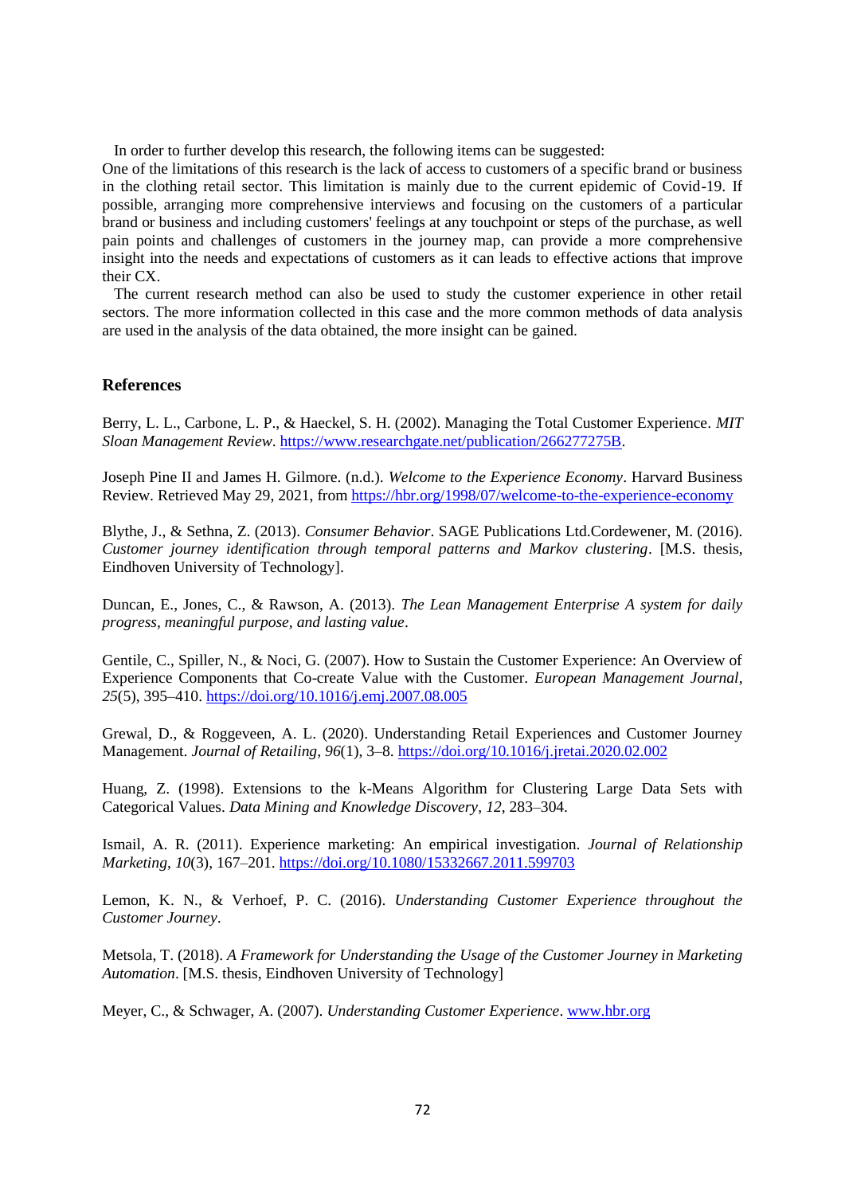In order to further develop this research, the following items can be suggested:
One of the limitations of this research is the lack of access to customers of a specific brand or business in the clothing retail sector. This limitation is mainly due to the current epidemic of Covid-19. If possible, arranging more comprehensive interviews and focusing on the customers of a particular brand or business and including customers' feelings at any touchpoint or steps of the purchase, as well pain points and challenges of customers in the journey map, can provide a more comprehensive insight into the needs and expectations of customers as it can leads to effective actions that improve their CX.

The current research method can also be used to study the customer experience in other retail sectors. The more information collected in this case and the more common methods of data analysis are used in the analysis of the data obtained, the more insight can be gained.

## References

Berry, L. L., Carbone, L. P., & Haeckel, S. H. (2002). Managing the Total Customer Experience. *MIT Sloan Management Review*. https://www.researchgate.net/publication/266277275B.

Joseph Pine II and James H. Gilmore. (n.d.). *Welcome to the Experience Economy*. Harvard Business Review. Retrieved May 29, 2021, from https://hbr.org/1998/07/welcome-to-the-experience-economy

Blythe, J., & Sethna, Z. (2013). *Consumer Behavior*. SAGE Publications Ltd.Cordewener, M. (2016). *Customer journey identification through temporal patterns and Markov clustering*. [M.S. thesis, Eindhoven University of Technology].

Duncan, E., Jones, C., & Rawson, A. (2013). *The Lean Management Enterprise A system for daily progress, meaningful purpose, and lasting value*.

Gentile, C., Spiller, N., & Noci, G. (2007). How to Sustain the Customer Experience: An Overview of Experience Components that Co-create Value with the Customer. *European Management Journal*, *25*(5), 395–410. https://doi.org/10.1016/j.emj.2007.08.005

Grewal, D., & Roggeveen, A. L. (2020). Understanding Retail Experiences and Customer Journey Management. *Journal of Retailing*, *96*(1), 3–8. https://doi.org/10.1016/j.jretai.2020.02.002

Huang, Z. (1998). Extensions to the k-Means Algorithm for Clustering Large Data Sets with Categorical Values. *Data Mining and Knowledge Discovery*, *12*, 283–304.

Ismail, A. R. (2011). Experience marketing: An empirical investigation. *Journal of Relationship Marketing*, *10*(3), 167–201. https://doi.org/10.1080/15332667.2011.599703

Lemon, K. N., & Verhoef, P. C. (2016). *Understanding Customer Experience throughout the Customer Journey*.

Metsola, T. (2018). *A Framework for Understanding the Usage of the Customer Journey in Marketing Automation*. [M.S. thesis, Eindhoven University of Technology]

Meyer, C., & Schwager, A. (2007). *Understanding Customer Experience*. www.hbr.org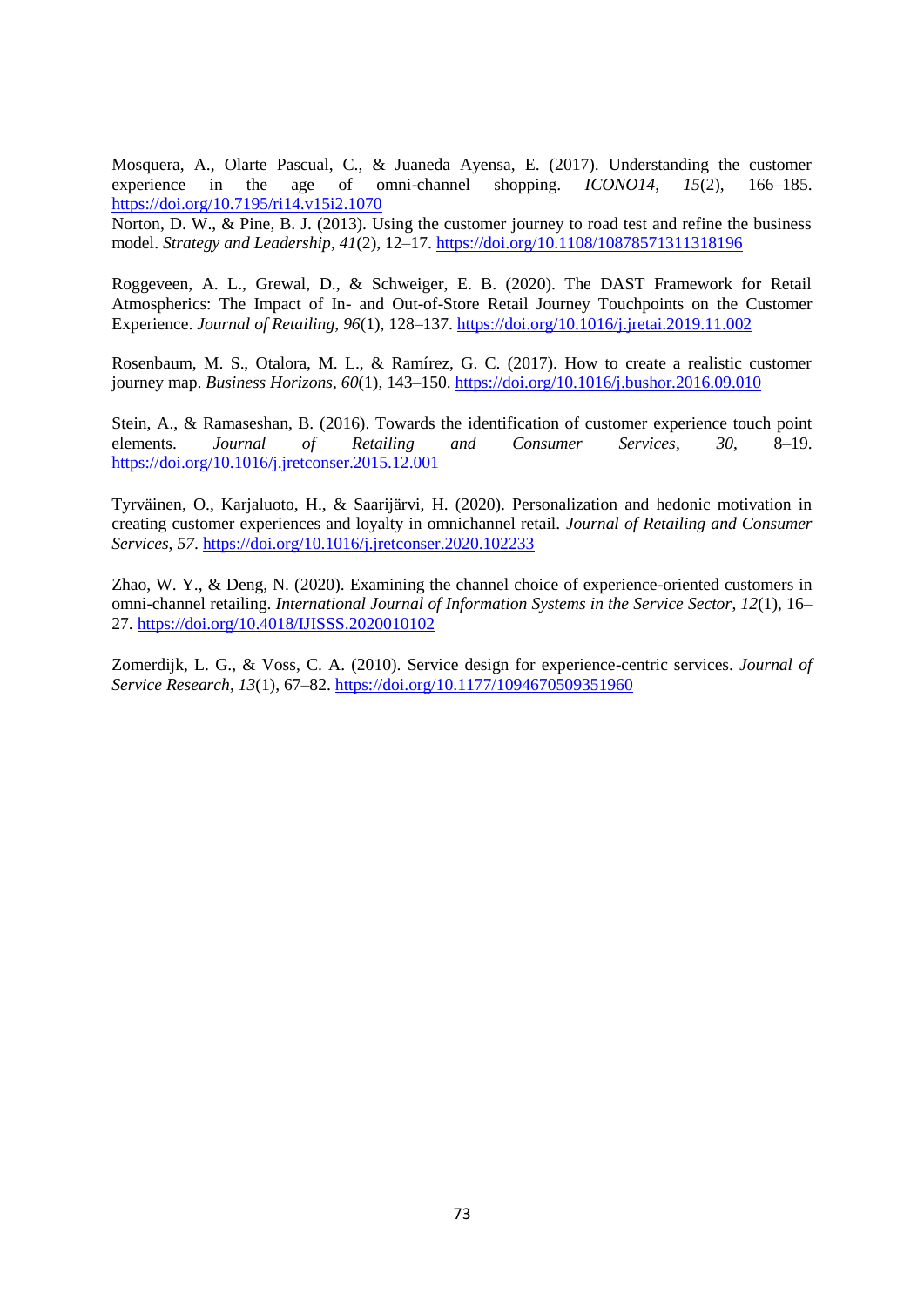Mosquera, A., Olarte Pascual, C., & Juaneda Ayensa, E. (2017). Understanding the customer experience in the age of omni-channel shopping. *ICONO14*, *15*(2), 166–185. https://doi.org/10.7195/ri14.v15i2.1070

Norton, D. W., & Pine, B. J. (2013). Using the customer journey to road test and refine the business model. *Strategy and Leadership*, *41*(2), 12–17. https://doi.org/10.1108/10878571311318196

Roggeveen, A. L., Grewal, D., & Schweiger, E. B. (2020). The DAST Framework for Retail Atmospherics: The Impact of In- and Out-of-Store Retail Journey Touchpoints on the Customer Experience. *Journal of Retailing*, *96*(1), 128–137. https://doi.org/10.1016/j.jretai.2019.11.002

Rosenbaum, M. S., Otalora, M. L., & Ramírez, G. C. (2017). How to create a realistic customer journey map. *Business Horizons*, *60*(1), 143–150. https://doi.org/10.1016/j.bushor.2016.09.010

Stein, A., & Ramaseshan, B. (2016). Towards the identification of customer experience touch point elements. *Journal of Retailing and Consumer Services*, *30*, 8–19. https://doi.org/10.1016/j.jretconser.2015.12.001

Tyrväinen, O., Karjaluoto, H., & Saarijärvi, H. (2020). Personalization and hedonic motivation in creating customer experiences and loyalty in omnichannel retail. *Journal of Retailing and Consumer Services*, *57*. https://doi.org/10.1016/j.jretconser.2020.102233

Zhao, W. Y., & Deng, N. (2020). Examining the channel choice of experience-oriented customers in omni-channel retailing. *International Journal of Information Systems in the Service Sector*, *12*(1), 16–27. https://doi.org/10.4018/IJISSS.2020010102

Zomerdijk, L. G., & Voss, C. A. (2010). Service design for experience-centric services. *Journal of Service Research*, *13*(1), 67–82. https://doi.org/10.1177/1094670509351960